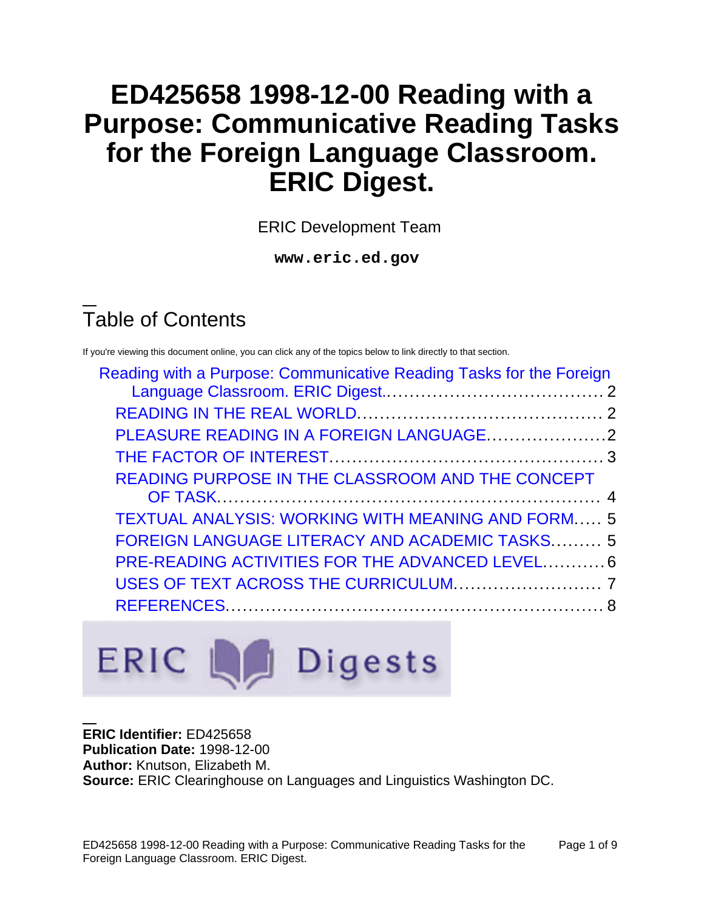# ED425658 1998-12-00 Reading with a Purpose: Communicative Reading Tasks for the Foreign Language Classroom. ERIC Digest.

ERIC Development Team

**www.eric.ed.gov**

## Table of Contents

If you're viewing this document online, you can click any of the topics below to link directly to that section.

- Reading with a Purpose: Communicative Reading Tasks for the Foreign Language Classroom. ERIC Digest. ..... 2
  - READING IN THE REAL WORLD ..... 2
  - PLEASURE READING IN A FOREIGN LANGUAGE ..... 2
  - THE FACTOR OF INTEREST ..... 3
  - READING PURPOSE IN THE CLASSROOM AND THE CONCEPT OF TASK ..... 4
  - TEXTUAL ANALYSIS: WORKING WITH MEANING AND FORM ..... 5
  - FOREIGN LANGUAGE LITERACY AND ACADEMIC TASKS ..... 5
  - PRE-READING ACTIVITIES FOR THE ADVANCED LEVEL ..... 6
  - USES OF TEXT ACROSS THE CURRICULUM ..... 7
  - REFERENCES ..... 8

ERIC Digests

**ERIC Identifier:** ED425658
**Publication Date:** 1998-12-00
**Author:** Knutson, Elizabeth M.
**Source:** ERIC Clearinghouse on Languages and Linguistics Washington DC.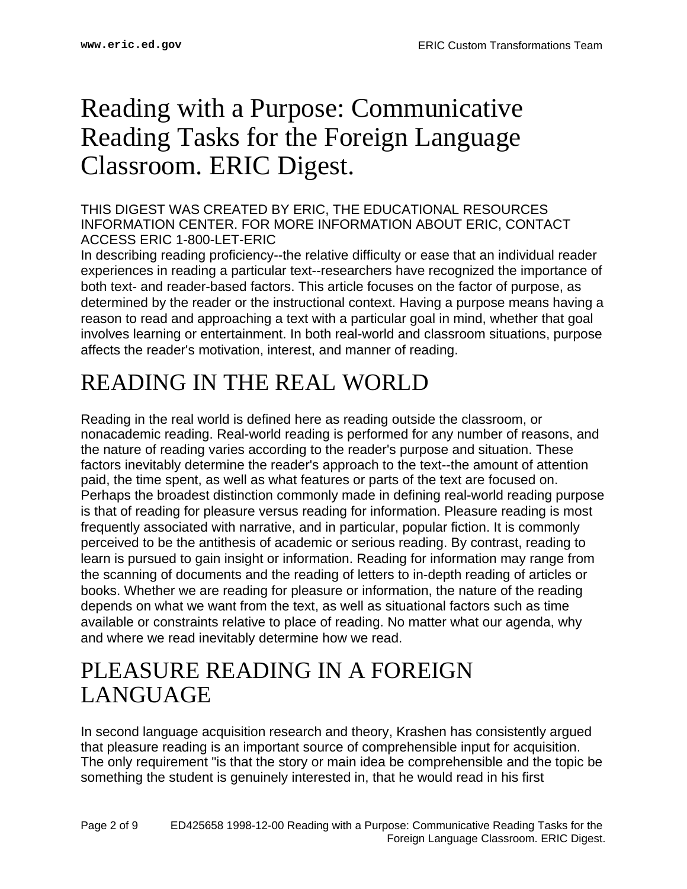# Reading with a Purpose: Communicative Reading Tasks for the Foreign Language Classroom. ERIC Digest.

THIS DIGEST WAS CREATED BY ERIC, THE EDUCATIONAL RESOURCES INFORMATION CENTER. FOR MORE INFORMATION ABOUT ERIC, CONTACT ACCESS ERIC 1-800-LET-ERIC

In describing reading proficiency--the relative difficulty or ease that an individual reader experiences in reading a particular text--researchers have recognized the importance of both text- and reader-based factors. This article focuses on the factor of purpose, as determined by the reader or the instructional context. Having a purpose means having a reason to read and approaching a text with a particular goal in mind, whether that goal involves learning or entertainment. In both real-world and classroom situations, purpose affects the reader's motivation, interest, and manner of reading.

## READING IN THE REAL WORLD

Reading in the real world is defined here as reading outside the classroom, or nonacademic reading. Real-world reading is performed for any number of reasons, and the nature of reading varies according to the reader's purpose and situation. These factors inevitably determine the reader's approach to the text--the amount of attention paid, the time spent, as well as what features or parts of the text are focused on. Perhaps the broadest distinction commonly made in defining real-world reading purpose is that of reading for pleasure versus reading for information. Pleasure reading is most frequently associated with narrative, and in particular, popular fiction. It is commonly perceived to be the antithesis of academic or serious reading. By contrast, reading to learn is pursued to gain insight or information. Reading for information may range from the scanning of documents and the reading of letters to in-depth reading of articles or books. Whether we are reading for pleasure or information, the nature of the reading depends on what we want from the text, as well as situational factors such as time available or constraints relative to place of reading. No matter what our agenda, why and where we read inevitably determine how we read.

## PLEASURE READING IN A FOREIGN LANGUAGE

In second language acquisition research and theory, Krashen has consistently argued that pleasure reading is an important source of comprehensible input for acquisition. The only requirement "is that the story or main idea be comprehensible and the topic be something the student is genuinely interested in, that he would read in his first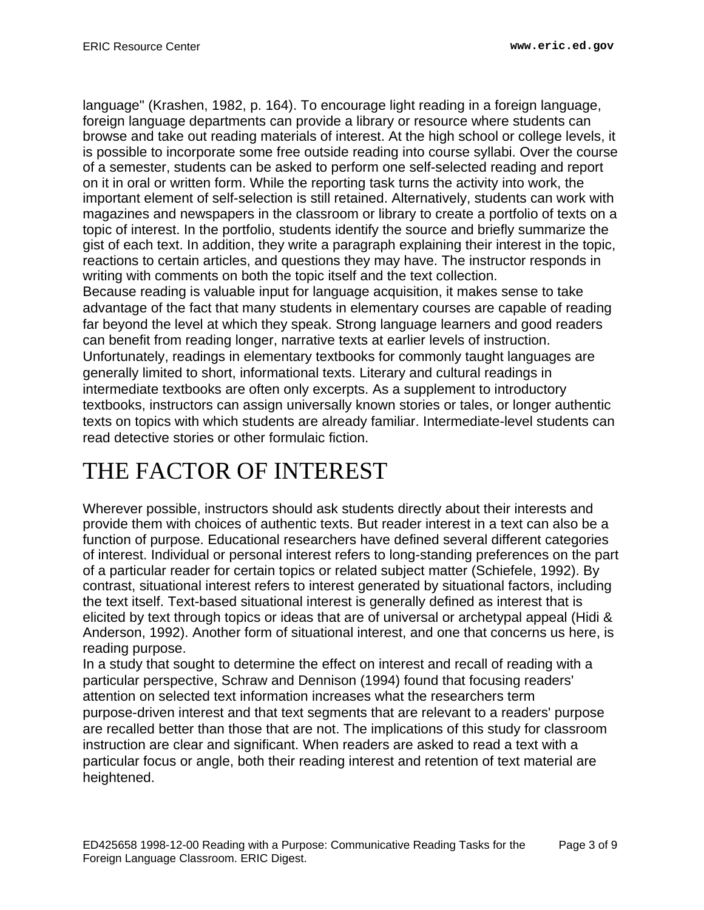language" (Krashen, 1982, p. 164). To encourage light reading in a foreign language, foreign language departments can provide a library or resource where students can browse and take out reading materials of interest. At the high school or college levels, it is possible to incorporate some free outside reading into course syllabi. Over the course of a semester, students can be asked to perform one self-selected reading and report on it in oral or written form. While the reporting task turns the activity into work, the important element of self-selection is still retained. Alternatively, students can work with magazines and newspapers in the classroom or library to create a portfolio of texts on a topic of interest. In the portfolio, students identify the source and briefly summarize the gist of each text. In addition, they write a paragraph explaining their interest in the topic, reactions to certain articles, and questions they may have. The instructor responds in writing with comments on both the topic itself and the text collection.

Because reading is valuable input for language acquisition, it makes sense to take advantage of the fact that many students in elementary courses are capable of reading far beyond the level at which they speak. Strong language learners and good readers can benefit from reading longer, narrative texts at earlier levels of instruction. Unfortunately, readings in elementary textbooks for commonly taught languages are generally limited to short, informational texts. Literary and cultural readings in intermediate textbooks are often only excerpts. As a supplement to introductory textbooks, instructors can assign universally known stories or tales, or longer authentic texts on topics with which students are already familiar. Intermediate-level students can read detective stories or other formulaic fiction.

# THE FACTOR OF INTEREST

Wherever possible, instructors should ask students directly about their interests and provide them with choices of authentic texts. But reader interest in a text can also be a function of purpose. Educational researchers have defined several different categories of interest. Individual or personal interest refers to long-standing preferences on the part of a particular reader for certain topics or related subject matter (Schiefele, 1992). By contrast, situational interest refers to interest generated by situational factors, including the text itself. Text-based situational interest is generally defined as interest that is elicited by text through topics or ideas that are of universal or archetypal appeal (Hidi & Anderson, 1992). Another form of situational interest, and one that concerns us here, is reading purpose.

In a study that sought to determine the effect on interest and recall of reading with a particular perspective, Schraw and Dennison (1994) found that focusing readers' attention on selected text information increases what the researchers term purpose-driven interest and that text segments that are relevant to a readers' purpose are recalled better than those that are not. The implications of this study for classroom instruction are clear and significant. When readers are asked to read a text with a particular focus or angle, both their reading interest and retention of text material are heightened.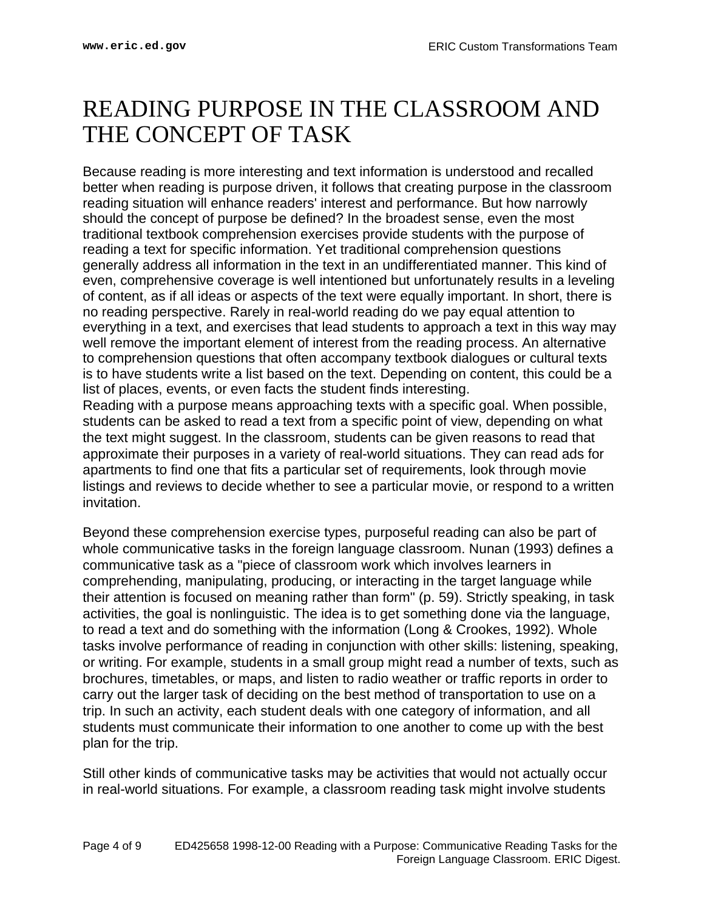# READING PURPOSE IN THE CLASSROOM AND THE CONCEPT OF TASK

Because reading is more interesting and text information is understood and recalled better when reading is purpose driven, it follows that creating purpose in the classroom reading situation will enhance readers' interest and performance. But how narrowly should the concept of purpose be defined? In the broadest sense, even the most traditional textbook comprehension exercises provide students with the purpose of reading a text for specific information. Yet traditional comprehension questions generally address all information in the text in an undifferentiated manner. This kind of even, comprehensive coverage is well intentioned but unfortunately results in a leveling of content, as if all ideas or aspects of the text were equally important. In short, there is no reading perspective. Rarely in real-world reading do we pay equal attention to everything in a text, and exercises that lead students to approach a text in this way may well remove the important element of interest from the reading process. An alternative to comprehension questions that often accompany textbook dialogues or cultural texts is to have students write a list based on the text. Depending on content, this could be a list of places, events, or even facts the student finds interesting.
Reading with a purpose means approaching texts with a specific goal. When possible, students can be asked to read a text from a specific point of view, depending on what the text might suggest. In the classroom, students can be given reasons to read that approximate their purposes in a variety of real-world situations. They can read ads for apartments to find one that fits a particular set of requirements, look through movie listings and reviews to decide whether to see a particular movie, or respond to a written invitation.

Beyond these comprehension exercise types, purposeful reading can also be part of whole communicative tasks in the foreign language classroom. Nunan (1993) defines a communicative task as a "piece of classroom work which involves learners in comprehending, manipulating, producing, or interacting in the target language while their attention is focused on meaning rather than form" (p. 59). Strictly speaking, in task activities, the goal is nonlinguistic. The idea is to get something done via the language, to read a text and do something with the information (Long & Crookes, 1992). Whole tasks involve performance of reading in conjunction with other skills: listening, speaking, or writing. For example, students in a small group might read a number of texts, such as brochures, timetables, or maps, and listen to radio weather or traffic reports in order to carry out the larger task of deciding on the best method of transportation to use on a trip. In such an activity, each student deals with one category of information, and all students must communicate their information to one another to come up with the best plan for the trip.

Still other kinds of communicative tasks may be activities that would not actually occur in real-world situations. For example, a classroom reading task might involve students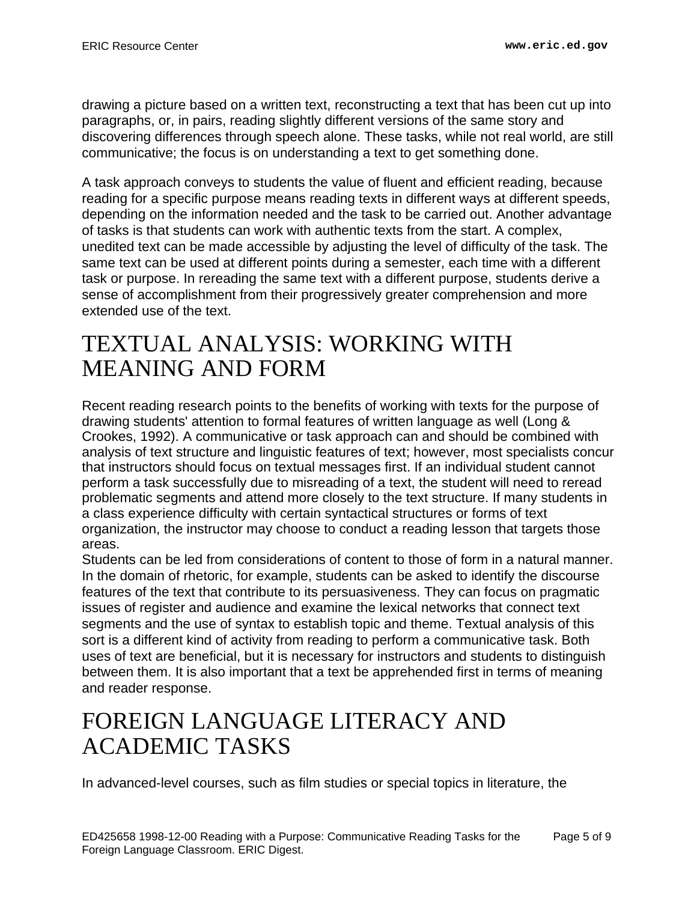drawing a picture based on a written text, reconstructing a text that has been cut up into paragraphs, or, in pairs, reading slightly different versions of the same story and discovering differences through speech alone. These tasks, while not real world, are still communicative; the focus is on understanding a text to get something done.

A task approach conveys to students the value of fluent and efficient reading, because reading for a specific purpose means reading texts in different ways at different speeds, depending on the information needed and the task to be carried out. Another advantage of tasks is that students can work with authentic texts from the start. A complex, unedited text can be made accessible by adjusting the level of difficulty of the task. The same text can be used at different points during a semester, each time with a different task or purpose. In rereading the same text with a different purpose, students derive a sense of accomplishment from their progressively greater comprehension and more extended use of the text.

# TEXTUAL ANALYSIS: WORKING WITH MEANING AND FORM

Recent reading research points to the benefits of working with texts for the purpose of drawing students' attention to formal features of written language as well (Long & Crookes, 1992). A communicative or task approach can and should be combined with analysis of text structure and linguistic features of text; however, most specialists concur that instructors should focus on textual messages first. If an individual student cannot perform a task successfully due to misreading of a text, the student will need to reread problematic segments and attend more closely to the text structure. If many students in a class experience difficulty with certain syntactical structures or forms of text organization, the instructor may choose to conduct a reading lesson that targets those areas.

Students can be led from considerations of content to those of form in a natural manner. In the domain of rhetoric, for example, students can be asked to identify the discourse features of the text that contribute to its persuasiveness. They can focus on pragmatic issues of register and audience and examine the lexical networks that connect text segments and the use of syntax to establish topic and theme. Textual analysis of this sort is a different kind of activity from reading to perform a communicative task. Both uses of text are beneficial, but it is necessary for instructors and students to distinguish between them. It is also important that a text be apprehended first in terms of meaning and reader response.

# FOREIGN LANGUAGE LITERACY AND ACADEMIC TASKS

In advanced-level courses, such as film studies or special topics in literature, the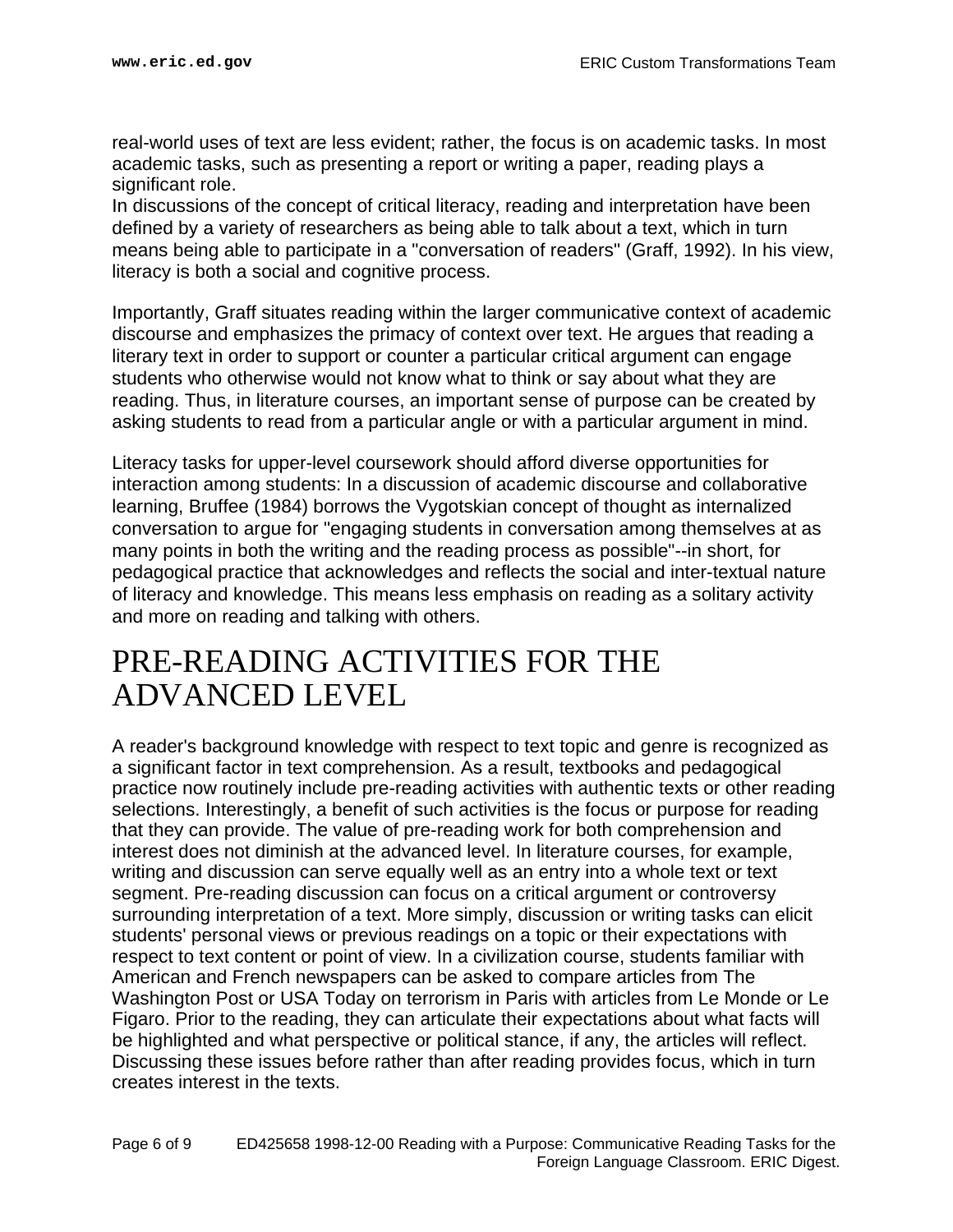real-world uses of text are less evident; rather, the focus is on academic tasks. In most academic tasks, such as presenting a report or writing a paper, reading plays a significant role.

In discussions of the concept of critical literacy, reading and interpretation have been defined by a variety of researchers as being able to talk about a text, which in turn means being able to participate in a "conversation of readers" (Graff, 1992). In his view, literacy is both a social and cognitive process.

Importantly, Graff situates reading within the larger communicative context of academic discourse and emphasizes the primacy of context over text. He argues that reading a literary text in order to support or counter a particular critical argument can engage students who otherwise would not know what to think or say about what they are reading. Thus, in literature courses, an important sense of purpose can be created by asking students to read from a particular angle or with a particular argument in mind.

Literacy tasks for upper-level coursework should afford diverse opportunities for interaction among students: In a discussion of academic discourse and collaborative learning, Bruffee (1984) borrows the Vygotskian concept of thought as internalized conversation to argue for "engaging students in conversation among themselves at as many points in both the writing and the reading process as possible"--in short, for pedagogical practice that acknowledges and reflects the social and inter-textual nature of literacy and knowledge. This means less emphasis on reading as a solitary activity and more on reading and talking with others.

# PRE-READING ACTIVITIES FOR THE ADVANCED LEVEL

A reader's background knowledge with respect to text topic and genre is recognized as a significant factor in text comprehension. As a result, textbooks and pedagogical practice now routinely include pre-reading activities with authentic texts or other reading selections. Interestingly, a benefit of such activities is the focus or purpose for reading that they can provide. The value of pre-reading work for both comprehension and interest does not diminish at the advanced level. In literature courses, for example, writing and discussion can serve equally well as an entry into a whole text or text segment. Pre-reading discussion can focus on a critical argument or controversy surrounding interpretation of a text. More simply, discussion or writing tasks can elicit students' personal views or previous readings on a topic or their expectations with respect to text content or point of view. In a civilization course, students familiar with American and French newspapers can be asked to compare articles from The Washington Post or USA Today on terrorism in Paris with articles from Le Monde or Le Figaro. Prior to the reading, they can articulate their expectations about what facts will be highlighted and what perspective or political stance, if any, the articles will reflect. Discussing these issues before rather than after reading provides focus, which in turn creates interest in the texts.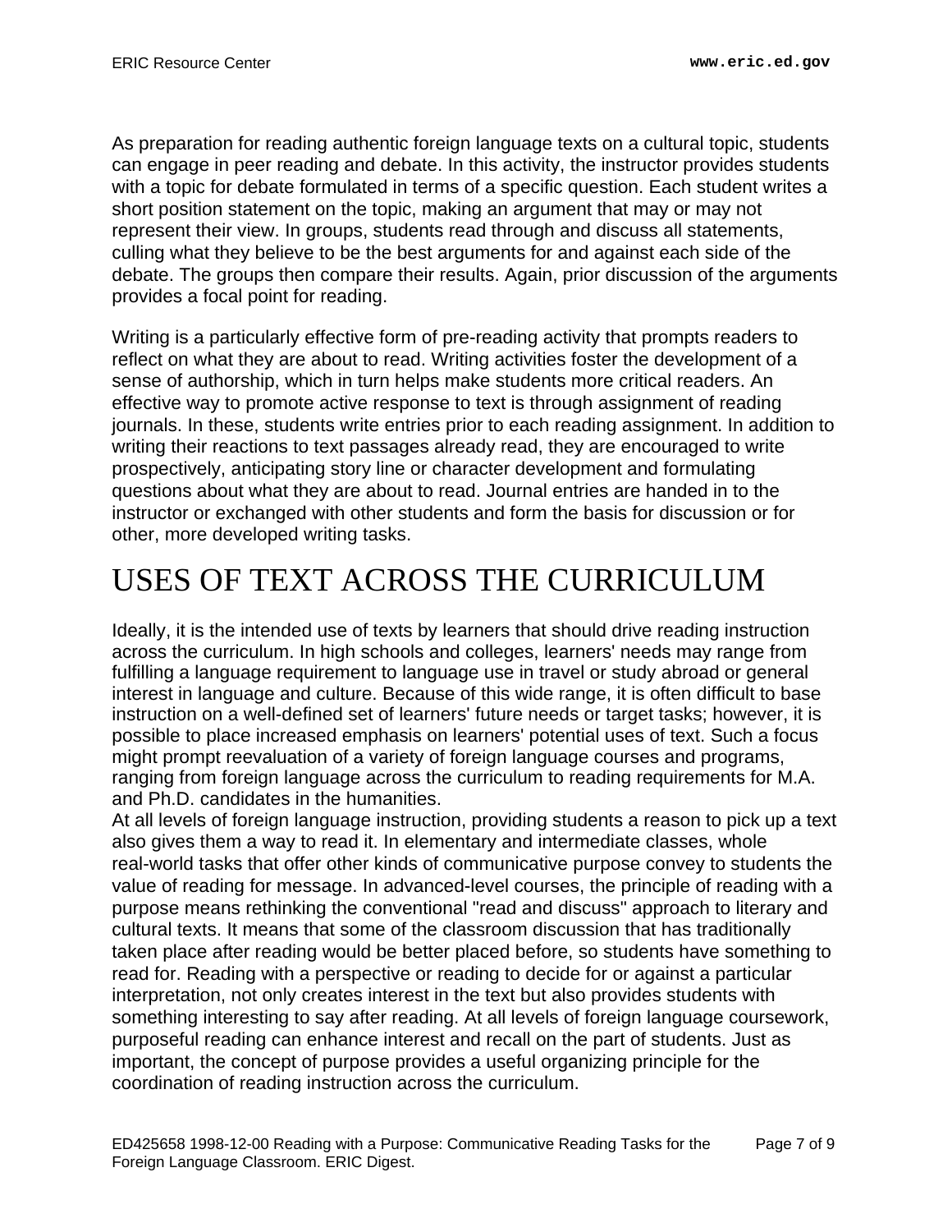As preparation for reading authentic foreign language texts on a cultural topic, students can engage in peer reading and debate. In this activity, the instructor provides students with a topic for debate formulated in terms of a specific question. Each student writes a short position statement on the topic, making an argument that may or may not represent their view. In groups, students read through and discuss all statements, culling what they believe to be the best arguments for and against each side of the debate. The groups then compare their results. Again, prior discussion of the arguments provides a focal point for reading.

Writing is a particularly effective form of pre-reading activity that prompts readers to reflect on what they are about to read. Writing activities foster the development of a sense of authorship, which in turn helps make students more critical readers. An effective way to promote active response to text is through assignment of reading journals. In these, students write entries prior to each reading assignment. In addition to writing their reactions to text passages already read, they are encouraged to write prospectively, anticipating story line or character development and formulating questions about what they are about to read. Journal entries are handed in to the instructor or exchanged with other students and form the basis for discussion or for other, more developed writing tasks.

# USES OF TEXT ACROSS THE CURRICULUM

Ideally, it is the intended use of texts by learners that should drive reading instruction across the curriculum. In high schools and colleges, learners' needs may range from fulfilling a language requirement to language use in travel or study abroad or general interest in language and culture. Because of this wide range, it is often difficult to base instruction on a well-defined set of learners' future needs or target tasks; however, it is possible to place increased emphasis on learners' potential uses of text. Such a focus might prompt reevaluation of a variety of foreign language courses and programs, ranging from foreign language across the curriculum to reading requirements for M.A. and Ph.D. candidates in the humanities.

At all levels of foreign language instruction, providing students a reason to pick up a text also gives them a way to read it. In elementary and intermediate classes, whole real-world tasks that offer other kinds of communicative purpose convey to students the value of reading for message. In advanced-level courses, the principle of reading with a purpose means rethinking the conventional "read and discuss" approach to literary and cultural texts. It means that some of the classroom discussion that has traditionally taken place after reading would be better placed before, so students have something to read for. Reading with a perspective or reading to decide for or against a particular interpretation, not only creates interest in the text but also provides students with something interesting to say after reading. At all levels of foreign language coursework, purposeful reading can enhance interest and recall on the part of students. Just as important, the concept of purpose provides a useful organizing principle for the coordination of reading instruction across the curriculum.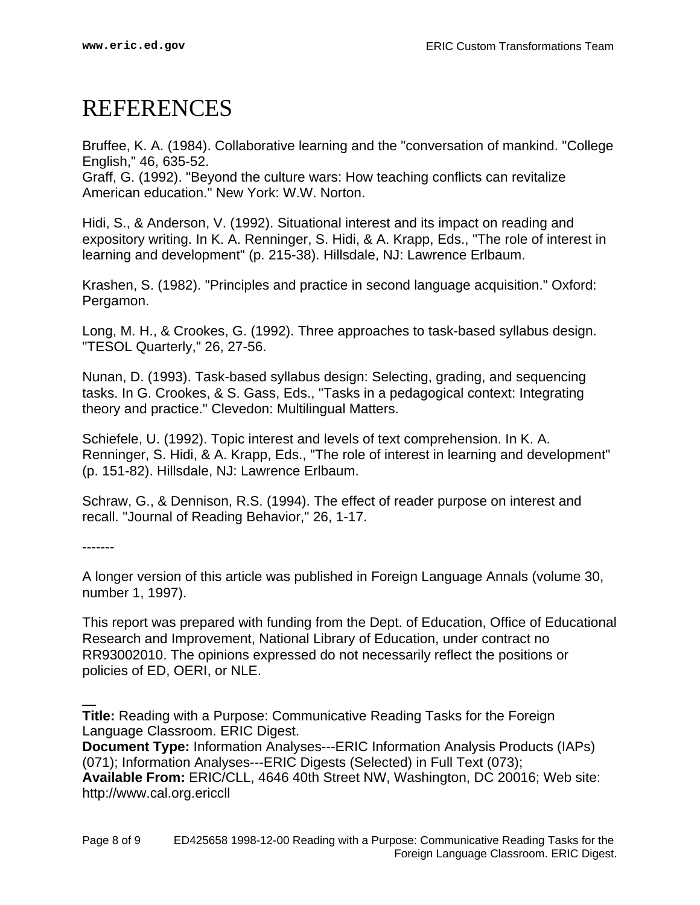# REFERENCES

Bruffee, K. A. (1984). Collaborative learning and the "conversation of mankind. "College English," 46, 635-52.
Graff, G. (1992). "Beyond the culture wars: How teaching conflicts can revitalize American education." New York: W.W. Norton.

Hidi, S., & Anderson, V. (1992). Situational interest and its impact on reading and expository writing. In K. A. Renninger, S. Hidi, & A. Krapp, Eds., "The role of interest in learning and development" (p. 215-38). Hillsdale, NJ: Lawrence Erlbaum.

Krashen, S. (1982). "Principles and practice in second language acquisition." Oxford: Pergamon.

Long, M. H., & Crookes, G. (1992). Three approaches to task-based syllabus design. "TESOL Quarterly," 26, 27-56.

Nunan, D. (1993). Task-based syllabus design: Selecting, grading, and sequencing tasks. In G. Crookes, & S. Gass, Eds., "Tasks in a pedagogical context: Integrating theory and practice." Clevedon: Multilingual Matters.

Schiefele, U. (1992). Topic interest and levels of text comprehension. In K. A. Renninger, S. Hidi, & A. Krapp, Eds., "The role of interest in learning and development" (p. 151-82). Hillsdale, NJ: Lawrence Erlbaum.

Schraw, G., & Dennison, R.S. (1994). The effect of reader purpose on interest and recall. "Journal of Reading Behavior," 26, 1-17.

-------

A longer version of this article was published in Foreign Language Annals (volume 30, number 1, 1997).

This report was prepared with funding from the Dept. of Education, Office of Educational Research and Improvement, National Library of Education, under contract no RR93002010. The opinions expressed do not necessarily reflect the positions or policies of ED, OERI, or NLE.

---

**Title:** Reading with a Purpose: Communicative Reading Tasks for the Foreign Language Classroom. ERIC Digest.
**Document Type:** Information Analyses---ERIC Information Analysis Products (IAPs) (071); Information Analyses---ERIC Digests (Selected) in Full Text (073);
**Available From:** ERIC/CLL, 4646 40th Street NW, Washington, DC 20016; Web site: http://www.cal.org.ericcll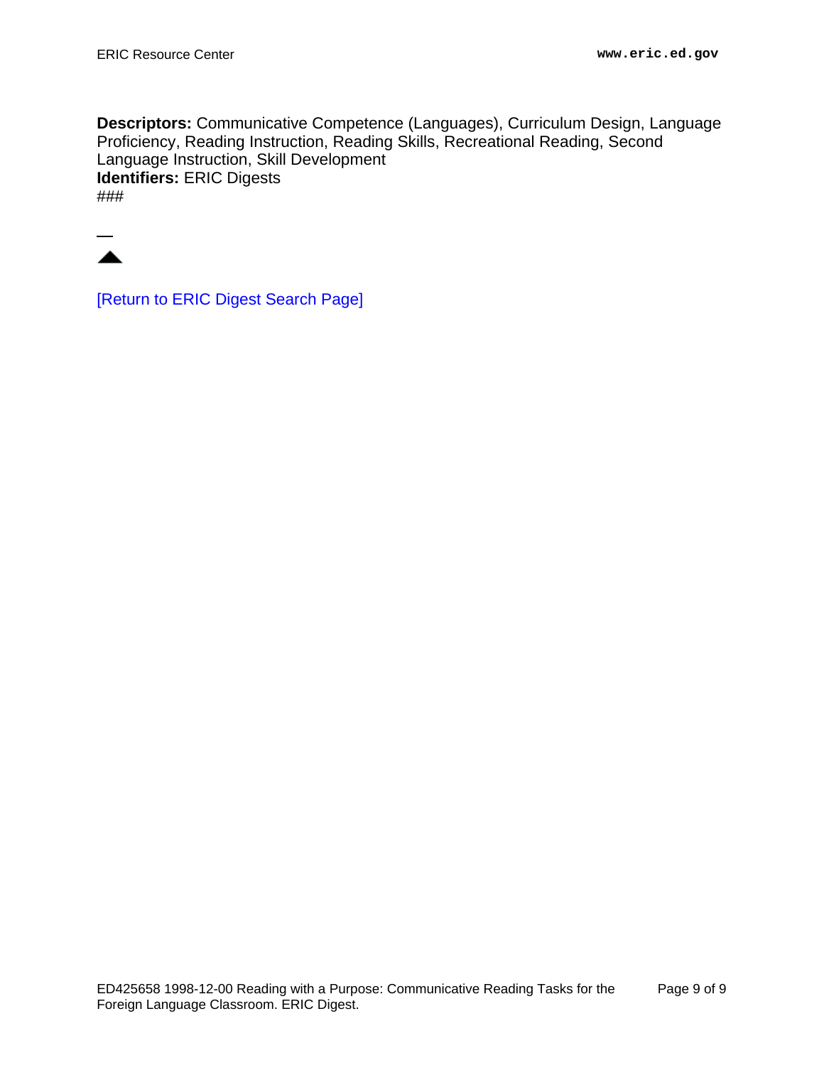**Descriptors:** Communicative Competence (Languages), Curriculum Design, Language Proficiency, Reading Instruction, Reading Skills, Recreational Reading, Second Language Instruction, Skill Development
**Identifiers:** ERIC Digests
###

[Return to ERIC Digest Search Page]